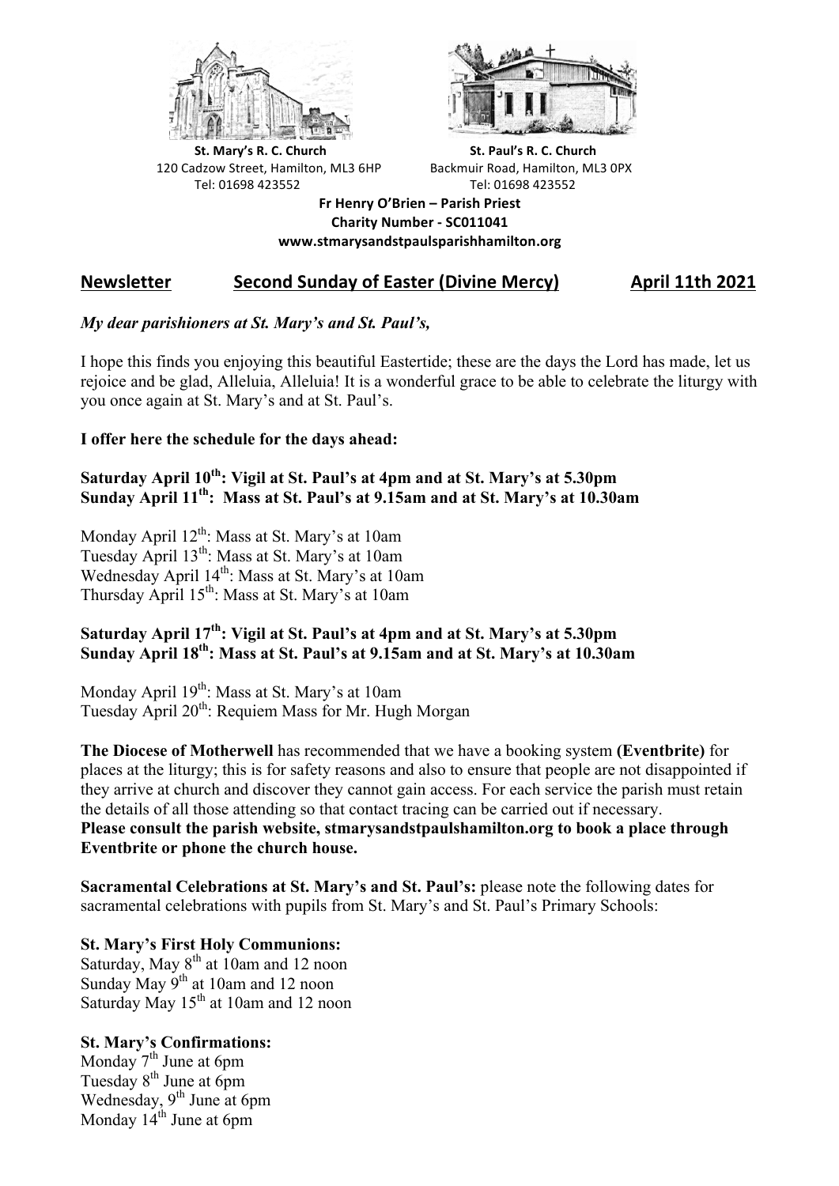**St. Mary's R. C. Church**
120 Cadzow Street, Hamilton, ML3 6HP
Tel: 01698 423552

**St. Paul's R. C. Church**
Backmuir Road, Hamilton, ML3 0PX
Tel: 01698 423552

**Fr Henry O'Brien – Parish Priest**
**Charity Number - SC011041**
**www.stmarysandstpaulsparishhamilton.org**

## Newsletter Second Sunday of Easter (Divine Mercy) April 11th 2021

***My dear parishioners at St. Mary's and St. Paul's,***

I hope this finds you enjoying this beautiful Eastertide; these are the days the Lord has made, let us rejoice and be glad, Alleluia, Alleluia! It is a wonderful grace to be able to celebrate the liturgy with you once again at St. Mary's and at St. Paul's.

**I offer here the schedule for the days ahead:**

**Saturday April 10th: Vigil at St. Paul's at 4pm and at St. Mary's at 5.30pm**
**Sunday April 11th: Mass at St. Paul's at 9.15am and at St. Mary's at 10.30am**

Monday April 12th: Mass at St. Mary's at 10am
Tuesday April 13th: Mass at St. Mary's at 10am
Wednesday April 14th: Mass at St. Mary's at 10am
Thursday April 15th: Mass at St. Mary's at 10am

**Saturday April 17th: Vigil at St. Paul's at 4pm and at St. Mary's at 5.30pm**
**Sunday April 18th: Mass at St. Paul's at 9.15am and at St. Mary's at 10.30am**

Monday April 19th: Mass at St. Mary's at 10am
Tuesday April 20th: Requiem Mass for Mr. Hugh Morgan

**The Diocese of Motherwell** has recommended that we have a booking system **(Eventbrite)** for places at the liturgy; this is for safety reasons and also to ensure that people are not disappointed if they arrive at church and discover they cannot gain access. For each service the parish must retain the details of all those attending so that contact tracing can be carried out if necessary.
**Please consult the parish website, stmarysandstpaulshamilton.org to book a place through Eventbrite or phone the church house.**

**Sacramental Celebrations at St. Mary's and St. Paul's:** please note the following dates for sacramental celebrations with pupils from St. Mary's and St. Paul's Primary Schools:

**St. Mary's First Holy Communions:**
Saturday, May 8th at 10am and 12 noon
Sunday May 9th at 10am and 12 noon
Saturday May 15th at 10am and 12 noon

**St. Mary's Confirmations:**
Monday 7th June at 6pm
Tuesday 8th June at 6pm
Wednesday, 9th June at 6pm
Monday 14th June at 6pm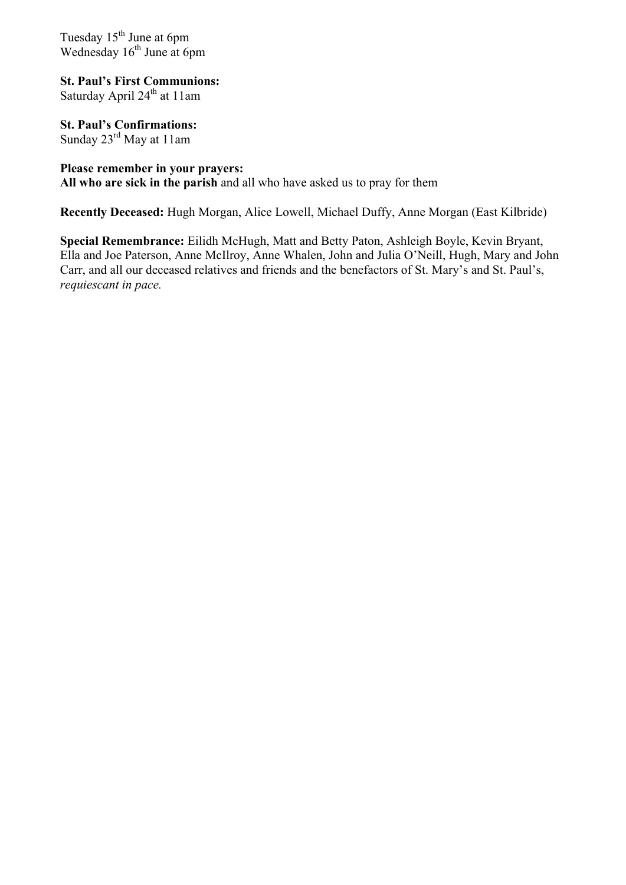Tuesday 15th June at 6pm
Wednesday 16th June at 6pm

**St. Paul's First Communions:**
Saturday April 24th at 11am

**St. Paul's Confirmations:**
Sunday 23rd May at 11am

**Please remember in your prayers:**
**All who are sick in the parish** and all who have asked us to pray for them

**Recently Deceased:** Hugh Morgan, Alice Lowell, Michael Duffy, Anne Morgan (East Kilbride)

**Special Remembrance:** Eilidh McHugh, Matt and Betty Paton, Ashleigh Boyle, Kevin Bryant, Ella and Joe Paterson, Anne McIlroy, Anne Whalen, John and Julia O'Neill, Hugh, Mary and John Carr, and all our deceased relatives and friends and the benefactors of St. Mary's and St. Paul's, *requiescant in pace.*